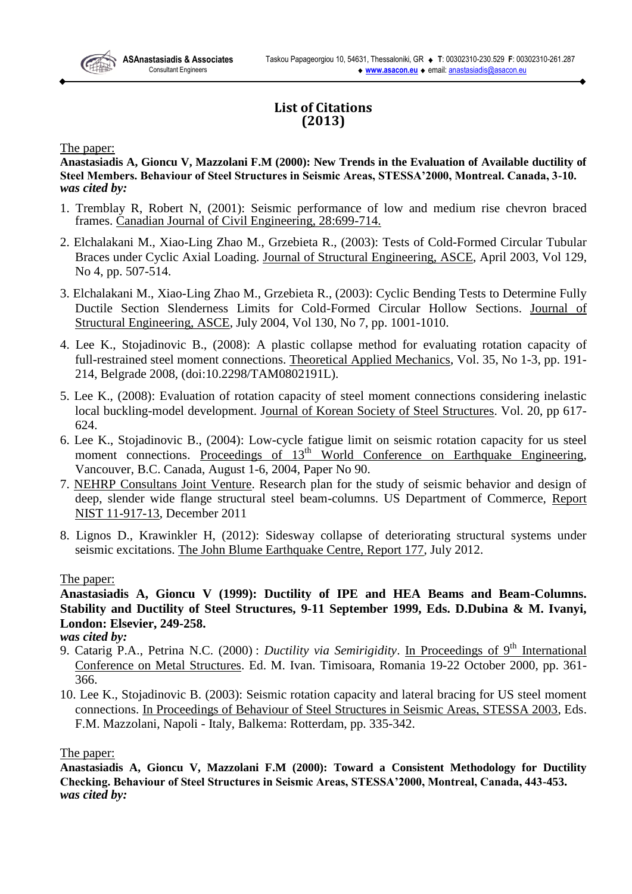# List of Citations
## (2013)

The paper:

**Anastasiadis A, Gioncu V, Mazzolani F.M (2000): New Trends in the Evaluation of Available ductility of Steel Members. Behaviour of Steel Structures in Seismic Areas, STESSA'2000, Montreal. Canada, 3-10.**
***was cited by:***

1. Tremblay R, Robert N, (2001): Seismic performance of low and medium rise chevron braced frames. Canadian Journal of Civil Engineering, 28:699-714.

2. Elchalakani M., Xiao-Ling Zhao M., Grzebieta R., (2003): Tests of Cold-Formed Circular Tubular Braces under Cyclic Axial Loading. Journal of Structural Engineering, ASCE, April 2003, Vol 129, No 4, pp. 507-514.

3. Elchalakani M., Xiao-Ling Zhao M., Grzebieta R., (2003): Cyclic Bending Tests to Determine Fully Ductile Section Slenderness Limits for Cold-Formed Circular Hollow Sections. Journal of Structural Engineering, ASCE, July 2004, Vol 130, No 7, pp. 1001-1010.

4. Lee K., Stojadinovic B., (2008): A plastic collapse method for evaluating rotation capacity of full-restrained steel moment connections. Theoretical Applied Mechanics, Vol. 35, No 1-3, pp. 191-214, Belgrade 2008, (doi:10.2298/TAM0802191L).

5. Lee K., (2008): Evaluation of rotation capacity of steel moment connections considering inelastic local buckling-model development. Journal of Korean Society of Steel Structures. Vol. 20, pp 617-624.

6. Lee K., Stojadinovic B., (2004): Low-cycle fatigue limit on seismic rotation capacity for us steel moment connections. Proceedings of 13th World Conference on Earthquake Engineering, Vancouver, B.C. Canada, August 1-6, 2004, Paper No 90.

7. NEHRP Consultans Joint Venture. Research plan for the study of seismic behavior and design of deep, slender wide flange structural steel beam-columns. US Department of Commerce, Report NIST 11-917-13, December 2011

8. Lignos D., Krawinkler H, (2012): Sidesway collapse of deteriorating structural systems under seismic excitations. The John Blume Earthquake Centre, Report 177, July 2012.

The paper:

**Anastasiadis A, Gioncu V (1999): Ductility of IPE and HEA Beams and Beam-Columns. Stability and Ductility of Steel Structures, 9-11 September 1999, Eds. D.Dubina & M. Ivanyi, London: Elsevier, 249-258.**
***was cited by:***

9. Catarig P.A., Petrina N.C. (2000) : *Ductility via Semirigidity*. In Proceedings of 9th International Conference on Metal Structures. Ed. M. Ivan. Timisoara, Romania 19-22 October 2000, pp. 361-366.

10. Lee K., Stojadinovic B. (2003): Seismic rotation capacity and lateral bracing for US steel moment connections. In Proceedings of Behaviour of Steel Structures in Seismic Areas, STESSA 2003, Eds. F.M. Mazzolani, Napoli - Italy, Balkema: Rotterdam, pp. 335-342.

The paper:

**Anastasiadis A, Gioncu V, Mazzolani F.M (2000): Toward a Consistent Methodology for Ductility Checking. Behaviour of Steel Structures in Seismic Areas, STESSA'2000, Montreal, Canada, 443-453.**
***was cited by:***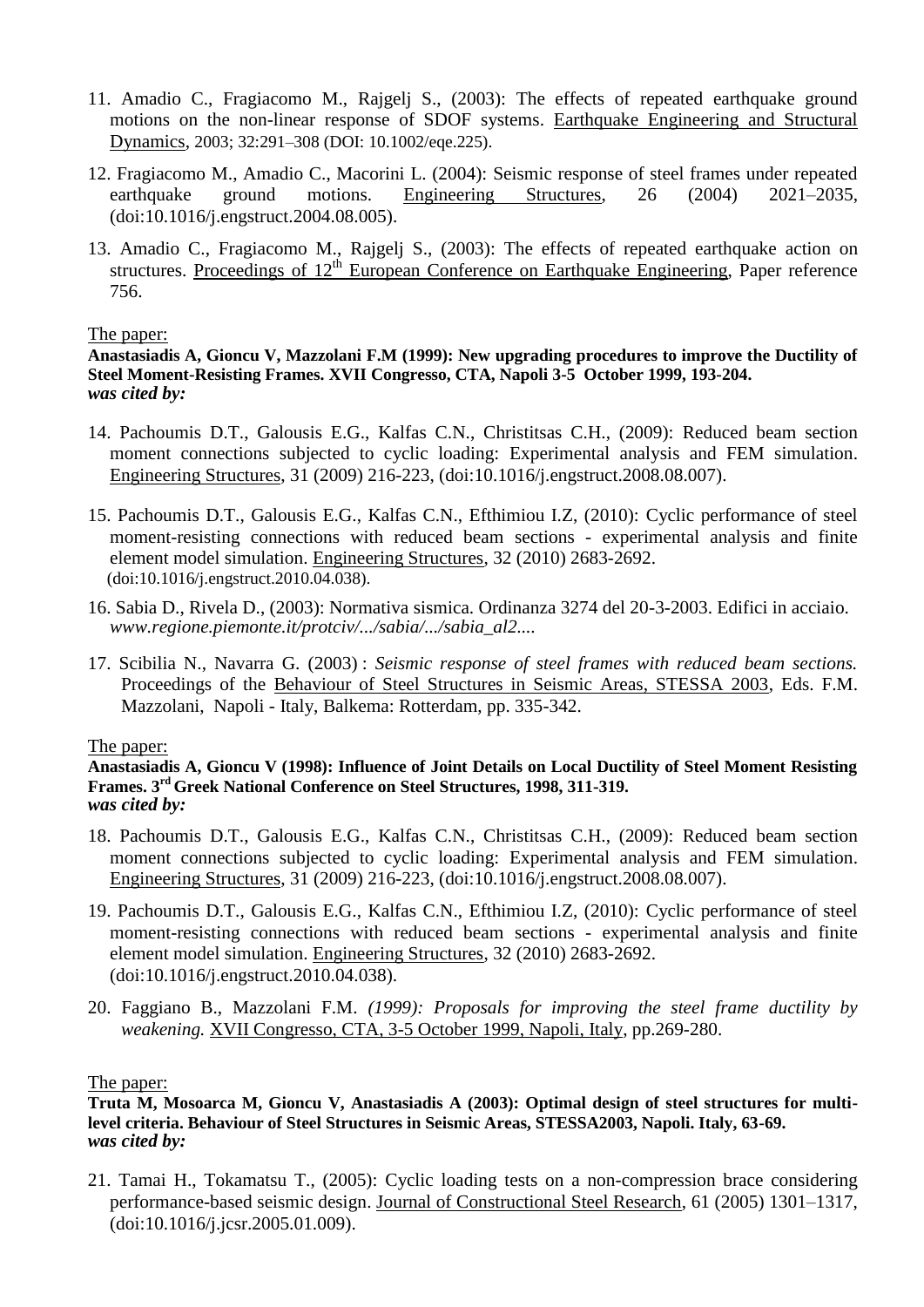11. Amadio C., Fragiacomo M., Rajgelj S., (2003): The effects of repeated earthquake ground motions on the non-linear response of SDOF systems. Earthquake Engineering and Structural Dynamics, 2003; 32:291–308 (DOI: 10.1002/eqe.225).

12. Fragiacomo M., Amadio C., Macorini L. (2004): Seismic response of steel frames under repeated earthquake ground motions. Engineering Structures, 26 (2004) 2021–2035, (doi:10.1016/j.engstruct.2004.08.005).

13. Amadio C., Fragiacomo M., Rajgelj S., (2003): The effects of repeated earthquake action on structures. Proceedings of 12th European Conference on Earthquake Engineering, Paper reference 756.

The paper:

**Anastasiadis A, Gioncu V, Mazzolani F.M (1999): New upgrading procedures to improve the Ductility of Steel Moment-Resisting Frames. XVII Congresso, CTA, Napoli 3-5 October 1999, 193-204.**
***was cited by:***

14. Pachoumis D.T., Galousis E.G., Kalfas C.N., Christitsas C.H., (2009): Reduced beam section moment connections subjected to cyclic loading: Experimental analysis and FEM simulation. Engineering Structures, 31 (2009) 216-223, (doi:10.1016/j.engstruct.2008.08.007).

15. Pachoumis D.T., Galousis E.G., Kalfas C.N., Efthimiou I.Z, (2010): Cyclic performance of steel moment-resisting connections with reduced beam sections - experimental analysis and finite element model simulation. Engineering Structures, 32 (2010) 2683-2692. (doi:10.1016/j.engstruct.2010.04.038).

16. Sabia D., Rivela D., (2003): Normativa sismica. Ordinanza 3274 del 20-3-2003. Edifici in acciaio. *www.regione.piemonte.it/protciv/.../sabia/.../sabia_al2....*

17. Scibilia N., Navarra G. (2003) : *Seismic response of steel frames with reduced beam sections.* Proceedings of the Behaviour of Steel Structures in Seismic Areas, STESSA 2003, Eds. F.M. Mazzolani, Napoli - Italy, Balkema: Rotterdam, pp. 335-342.

The paper:

**Anastasiadis A, Gioncu V (1998): Influence of Joint Details on Local Ductility of Steel Moment Resisting Frames. 3rd Greek National Conference on Steel Structures, 1998, 311-319.**
***was cited by:***

18. Pachoumis D.T., Galousis E.G., Kalfas C.N., Christitsas C.H., (2009): Reduced beam section moment connections subjected to cyclic loading: Experimental analysis and FEM simulation. Engineering Structures, 31 (2009) 216-223, (doi:10.1016/j.engstruct.2008.08.007).

19. Pachoumis D.T., Galousis E.G., Kalfas C.N., Efthimiou I.Z, (2010): Cyclic performance of steel moment-resisting connections with reduced beam sections - experimental analysis and finite element model simulation. Engineering Structures, 32 (2010) 2683-2692. (doi:10.1016/j.engstruct.2010.04.038).

20. Faggiano B., Mazzolani F.M. *(1999): Proposals for improving the steel frame ductility by weakening.* XVII Congresso, CTA, 3-5 October 1999, Napoli, Italy, pp.269-280.

The paper:

**Truta M, Mosoarca M, Gioncu V, Anastasiadis A (2003): Optimal design of steel structures for multi-level criteria. Behaviour of Steel Structures in Seismic Areas, STESSA2003, Napoli. Italy, 63-69.**
***was cited by:***

21. Tamai H., Tokamatsu T., (2005): Cyclic loading tests on a non-compression brace considering performance-based seismic design. Journal of Constructional Steel Research, 61 (2005) 1301–1317, (doi:10.1016/j.jcsr.2005.01.009).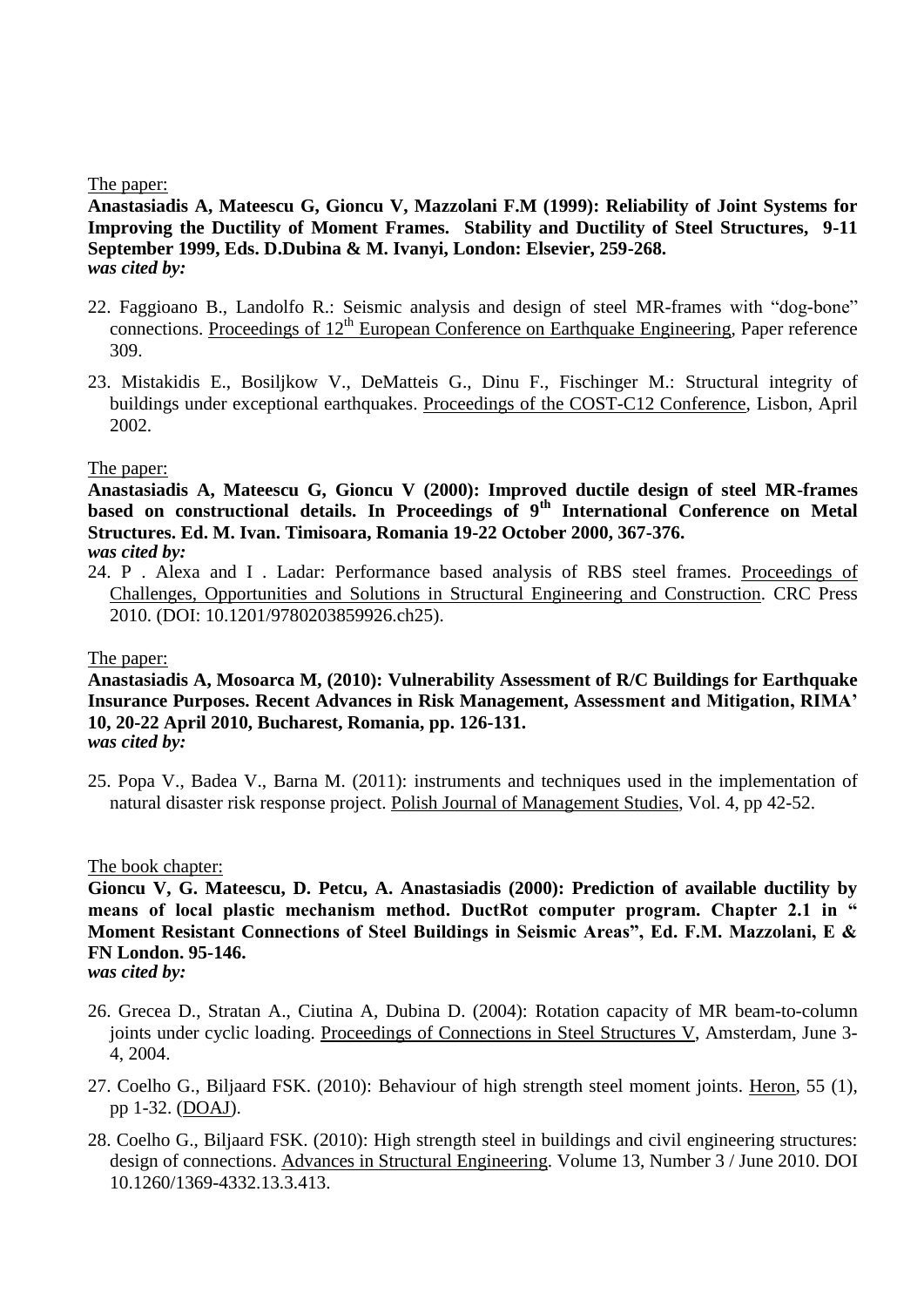The paper:

**Anastasiadis A, Mateescu G, Gioncu V, Mazzolani F.M (1999): Reliability of Joint Systems for Improving the Ductility of Moment Frames. Stability and Ductility of Steel Structures, 9-11 September 1999, Eds. D.Dubina & M. Ivanyi, London: Elsevier, 259-268.**
***was cited by:***

22. Faggioano B., Landolfo R.: Seismic analysis and design of steel MR-frames with "dog-bone" connections. Proceedings of 12th European Conference on Earthquake Engineering, Paper reference 309.

23. Mistakidis E., Bosiljkow V., DeMatteis G., Dinu F., Fischinger M.: Structural integrity of buildings under exceptional earthquakes. Proceedings of the COST-C12 Conference, Lisbon, April 2002.

The paper:

**Anastasiadis A, Mateescu G, Gioncu V (2000): Improved ductile design of steel MR-frames based on constructional details. In Proceedings of 9th International Conference on Metal Structures. Ed. M. Ivan. Timisoara, Romania 19-22 October 2000, 367-376.**
***was cited by:***

24. P . Alexa and I . Ladar: Performance based analysis of RBS steel frames. Proceedings of Challenges, Opportunities and Solutions in Structural Engineering and Construction. CRC Press 2010. (DOI: 10.1201/9780203859926.ch25).

The paper:

**Anastasiadis A, Mosoarca M, (2010): Vulnerability Assessment of R/C Buildings for Earthquake Insurance Purposes. Recent Advances in Risk Management, Assessment and Mitigation, RIMA' 10, 20-22 April 2010, Bucharest, Romania, pp. 126-131.**
***was cited by:***

25. Popa V., Badea V., Barna M. (2011): instruments and techniques used in the implementation of natural disaster risk response project. Polish Journal of Management Studies, Vol. 4, pp 42-52.

The book chapter:

**Gioncu V, G. Mateescu, D. Petcu, A. Anastasiadis (2000): Prediction of available ductility by means of local plastic mechanism method. DuctRot computer program. Chapter 2.1 in " Moment Resistant Connections of Steel Buildings in Seismic Areas", Ed. F.M. Mazzolani, E & FN London. 95-146.**
***was cited by:***

26. Grecea D., Stratan A., Ciutina A, Dubina D. (2004): Rotation capacity of MR beam-to-column joints under cyclic loading. Proceedings of Connections in Steel Structures V, Amsterdam, June 3-4, 2004.

27. Coelho G., Biljaard FSK. (2010): Behaviour of high strength steel moment joints. Heron, 55 (1), pp 1-32. (DOAJ).

28. Coelho G., Biljaard FSK. (2010): High strength steel in buildings and civil engineering structures: design of connections. Advances in Structural Engineering. Volume 13, Number 3 / June 2010. DOI 10.1260/1369-4332.13.3.413.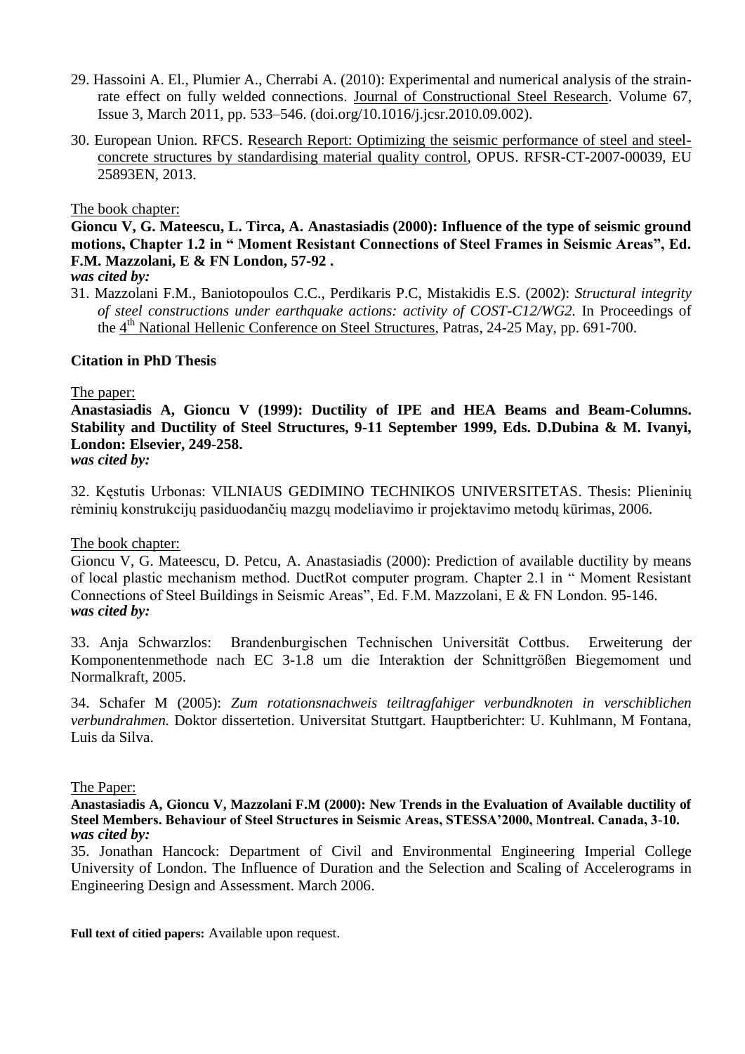29. Hassoini A. El., Plumier A., Cherrabi A. (2010): Experimental and numerical analysis of the strain-rate effect on fully welded connections. Journal of Constructional Steel Research. Volume 67, Issue 3, March 2011, pp. 533–546. (doi.org/10.1016/j.jcsr.2010.09.002).

30. European Union. RFCS. Research Report: Optimizing the seismic performance of steel and steel-concrete structures by standardising material quality control, OPUS. RFSR-CT-2007-00039, EU 25893EN, 2013.

The book chapter:

**Gioncu V, G. Mateescu, L. Tirca, A. Anastasiadis (2000): Influence of the type of seismic ground motions, Chapter 1.2 in " Moment Resistant Connections of Steel Frames in Seismic Areas", Ed. F.M. Mazzolani, E & FN London, 57-92 .**

***was cited by:***

31. Mazzolani F.M., Baniotopoulos C.C., Perdikaris P.C, Mistakidis E.S. (2002): *Structural integrity of steel constructions under earthquake actions: activity of COST-C12/WG2.* In Proceedings of the 4th National Hellenic Conference on Steel Structures, Patras, 24-25 May, pp. 691-700.

**Citation in PhD Thesis**

The paper:

**Anastasiadis A, Gioncu V (1999): Ductility of IPE and HEA Beams and Beam-Columns. Stability and Ductility of Steel Structures, 9-11 September 1999, Eds. D.Dubina & M. Ivanyi, London: Elsevier, 249-258.**

***was cited by:***

32. Kęstutis Urbonas: VILNIAUS GEDIMINO TECHNIKOS UNIVERSITETAS. Thesis: Plieninių rėminių konstrukcijų pasiduodančių mazgų modeliavimo ir projektavimo metodų kūrimas, 2006.

The book chapter:

Gioncu V, G. Mateescu, D. Petcu, A. Anastasiadis (2000): Prediction of available ductility by means of local plastic mechanism method. DuctRot computer program. Chapter 2.1 in " Moment Resistant Connections of Steel Buildings in Seismic Areas", Ed. F.M. Mazzolani, E & FN London. 95-146.

***was cited by:***

33. Anja Schwarzlos: Brandenburgischen Technischen Universität Cottbus. Erweiterung der Komponentenmethode nach EC 3-1.8 um die Interaktion der Schnittgrößen Biegemoment und Normalkraft, 2005.

34. Schafer M (2005): *Zum rotationsnachweis teiltragfahiger verbundknoten in verschiblichen verbundrahmen.* Doktor dissertetion. Universitat Stuttgart. Hauptberichter: U. Kuhlmann, M Fontana, Luis da Silva.

The Paper:

**Anastasiadis A, Gioncu V, Mazzolani F.M (2000): New Trends in the Evaluation of Available ductility of Steel Members. Behaviour of Steel Structures in Seismic Areas, STESSA'2000, Montreal. Canada, 3-10.**

***was cited by:***

35. Jonathan Hancock: Department of Civil and Environmental Engineering Imperial College University of London. The Influence of Duration and the Selection and Scaling of Accelerograms in Engineering Design and Assessment. March 2006.

**Full text of citied papers:** Available upon request.